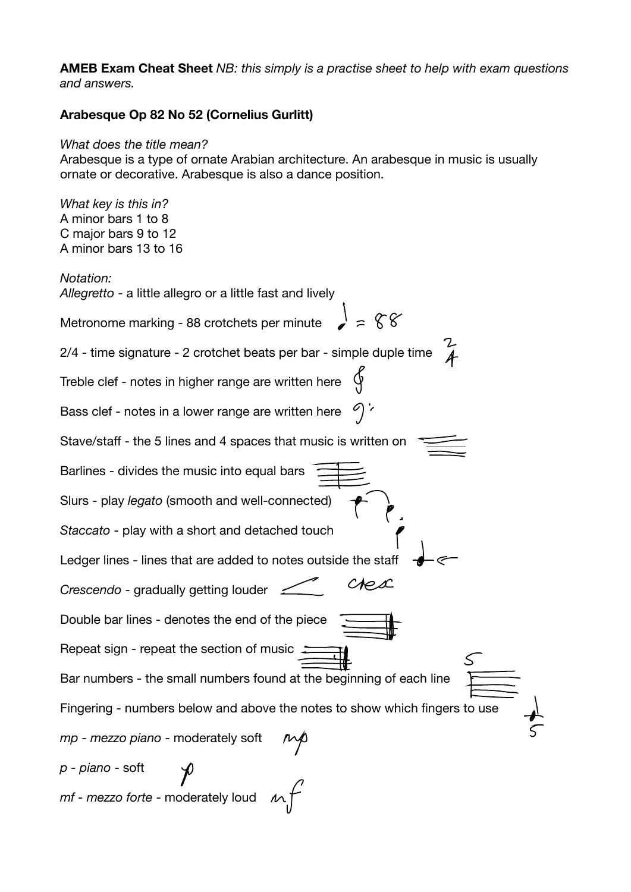**AMEB Exam Cheat Sheet** *NB: this simply is a practise sheet to help with exam questions and answers.*

**Arabesque Op 82 No 52 (Cornelius Gurlitt)**

*What does the title mean?*
Arabesque is a type of ornate Arabian architecture. An arabesque in music is usually ornate or decorative. Arabesque is also a dance position.

*What key is this in?*
A minor bars 1 to 8
C major bars 9 to 12
A minor bars 13 to 16

*Notation:*
*Allegretto* - a little allegro or a little fast and lively

Metronome marking - 88 crotchets per minute

2/4 - time signature - 2 crotchet beats per bar - simple duple time

Treble clef - notes in higher range are written here

Bass clef - notes in a lower range are written here

Stave/staff - the 5 lines and 4 spaces that music is written on

Barlines - divides the music into equal bars

Slurs - play *legato* (smooth and well-connected)

*Staccato* - play with a short and detached touch

Ledger lines - lines that are added to notes outside the staff

*Crescendo* - gradually getting louder cresc

Double bar lines - denotes the end of the piece

Repeat sign - repeat the section of music

Bar numbers - the small numbers found at the beginning of each line

Fingering - numbers below and above the notes to show which fingers to use

*mp - mezzo piano* - moderately soft

*p - piano* - soft

*mf - mezzo forte* - moderately loud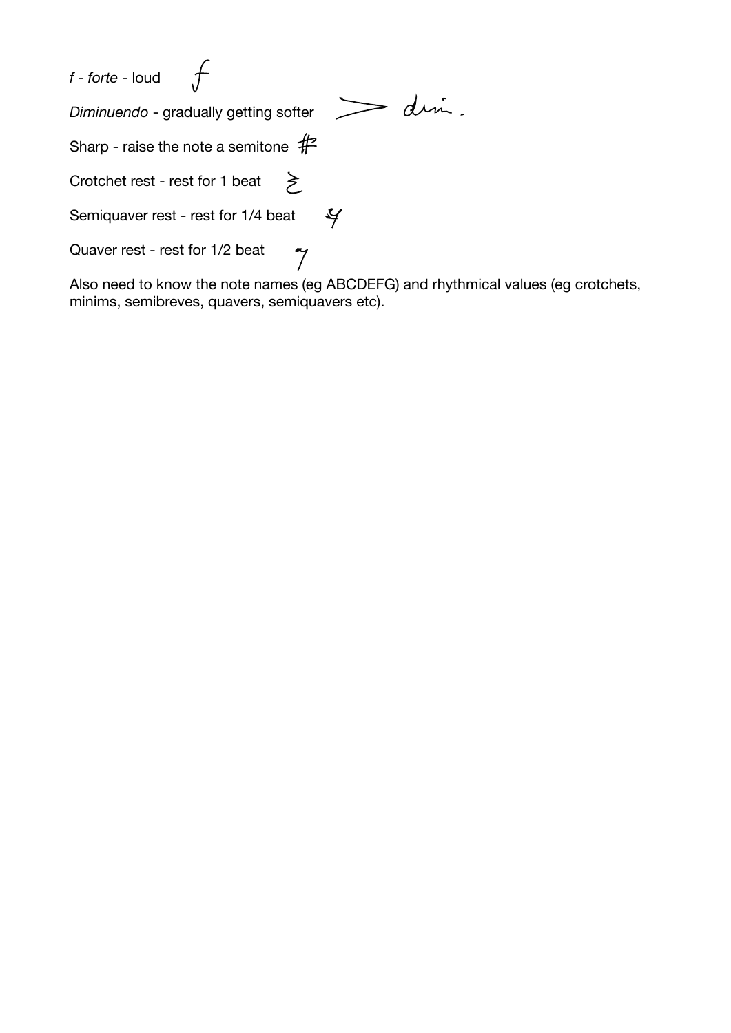*f* - *forte* - loud

*Diminuendo* - gradually getting softer

Sharp - raise the note a semitone

Crotchet rest - rest for 1 beat

Semiquaver rest - rest for 1/4 beat

Quaver rest - rest for 1/2 beat

Also need to know the note names (eg ABCDEFG) and rhythmical values (eg crotchets, minims, semibreves, quavers, semiquavers etc).